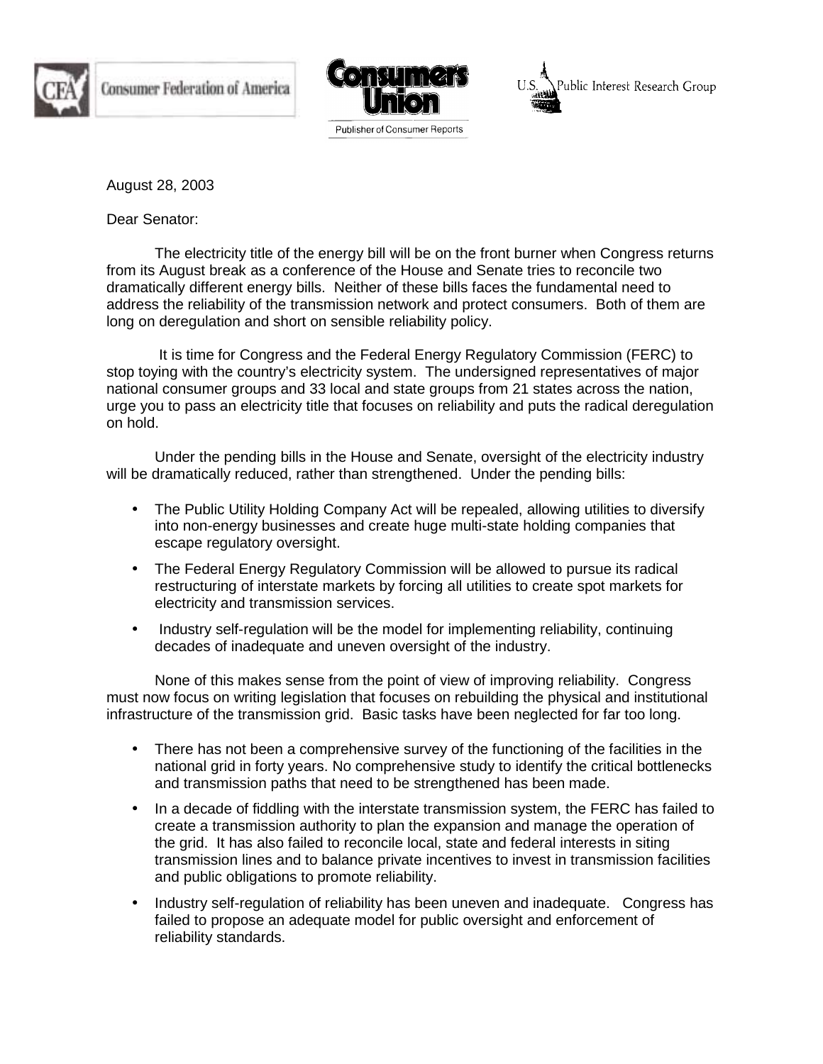Consumer Federation of America

Consumers Union

Publisher of Consumer Reports

U.S. Public Interest Research Group

August 28, 2003

Dear Senator:

The electricity title of the energy bill will be on the front burner when Congress returns from its August break as a conference of the House and Senate tries to reconcile two dramatically different energy bills. Neither of these bills faces the fundamental need to address the reliability of the transmission network and protect consumers. Both of them are long on deregulation and short on sensible reliability policy.

It is time for Congress and the Federal Energy Regulatory Commission (FERC) to stop toying with the country's electricity system. The undersigned representatives of major national consumer groups and 33 local and state groups from 21 states across the nation, urge you to pass an electricity title that focuses on reliability and puts the radical deregulation on hold.

Under the pending bills in the House and Senate, oversight of the electricity industry will be dramatically reduced, rather than strengthened. Under the pending bills:

- The Public Utility Holding Company Act will be repealed, allowing utilities to diversify into non-energy businesses and create huge multi-state holding companies that escape regulatory oversight.
- The Federal Energy Regulatory Commission will be allowed to pursue its radical restructuring of interstate markets by forcing all utilities to create spot markets for electricity and transmission services.
- Industry self-regulation will be the model for implementing reliability, continuing decades of inadequate and uneven oversight of the industry.

None of this makes sense from the point of view of improving reliability. Congress must now focus on writing legislation that focuses on rebuilding the physical and institutional infrastructure of the transmission grid. Basic tasks have been neglected for far too long.

- There has not been a comprehensive survey of the functioning of the facilities in the national grid in forty years. No comprehensive study to identify the critical bottlenecks and transmission paths that need to be strengthened has been made.
- In a decade of fiddling with the interstate transmission system, the FERC has failed to create a transmission authority to plan the expansion and manage the operation of the grid. It has also failed to reconcile local, state and federal interests in siting transmission lines and to balance private incentives to invest in transmission facilities and public obligations to promote reliability.
- Industry self-regulation of reliability has been uneven and inadequate. Congress has failed to propose an adequate model for public oversight and enforcement of reliability standards.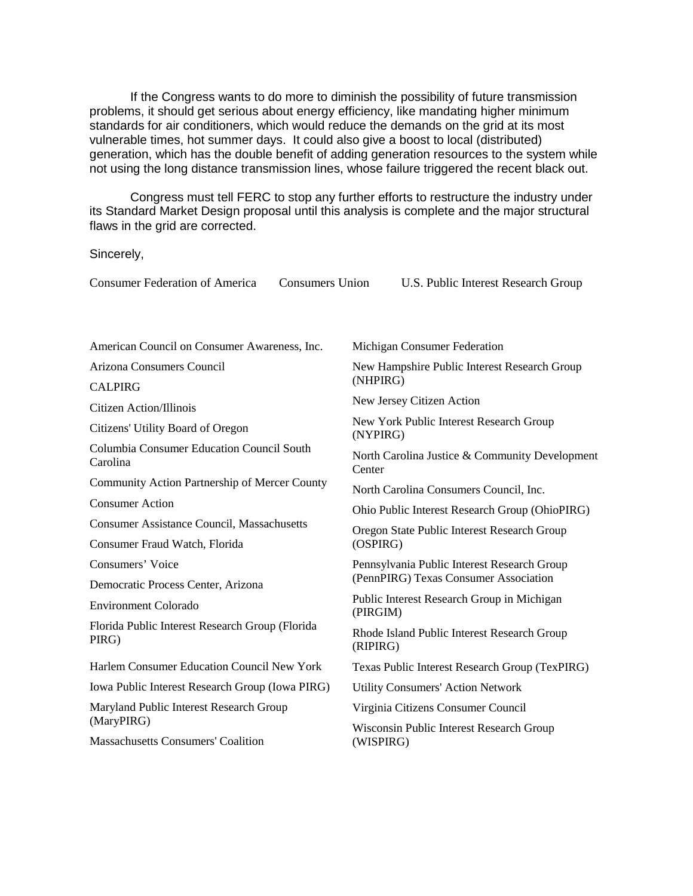If the Congress wants to do more to diminish the possibility of future transmission problems, it should get serious about energy efficiency, like mandating higher minimum standards for air conditioners, which would reduce the demands on the grid at its most vulnerable times, hot summer days. It could also give a boost to local (distributed) generation, which has the double benefit of adding generation resources to the system while not using the long distance transmission lines, whose failure triggered the recent black out.

Congress must tell FERC to stop any further efforts to restructure the industry under its Standard Market Design proposal until this analysis is complete and the major structural flaws in the grid are corrected.

Sincerely,

Consumer Federation of America Consumers Union U.S. Public Interest Research Group

American Council on Consumer Awareness, Inc.

Arizona Consumers Council

CALPIRG

Citizen Action/Illinois

Citizens' Utility Board of Oregon

Columbia Consumer Education Council South Carolina

Community Action Partnership of Mercer County

Consumer Action

Consumer Assistance Council, Massachusetts

Consumer Fraud Watch, Florida

Consumers' Voice

Democratic Process Center, Arizona

Environment Colorado

Florida Public Interest Research Group (Florida PIRG)

Harlem Consumer Education Council New York

Iowa Public Interest Research Group (Iowa PIRG)

Maryland Public Interest Research Group (MaryPIRG)

Massachusetts Consumers' Coalition

Michigan Consumer Federation

New Hampshire Public Interest Research Group (NHPIRG)

New Jersey Citizen Action

New York Public Interest Research Group (NYPIRG)

North Carolina Justice & Community Development Center

North Carolina Consumers Council, Inc.

Ohio Public Interest Research Group (OhioPIRG)

Oregon State Public Interest Research Group (OSPIRG)

Pennsylvania Public Interest Research Group (PennPIRG) Texas Consumer Association

Public Interest Research Group in Michigan (PIRGIM)

Rhode Island Public Interest Research Group (RIPIRG)

Texas Public Interest Research Group (TexPIRG)

Utility Consumers' Action Network

Virginia Citizens Consumer Council

Wisconsin Public Interest Research Group (WISPIRG)